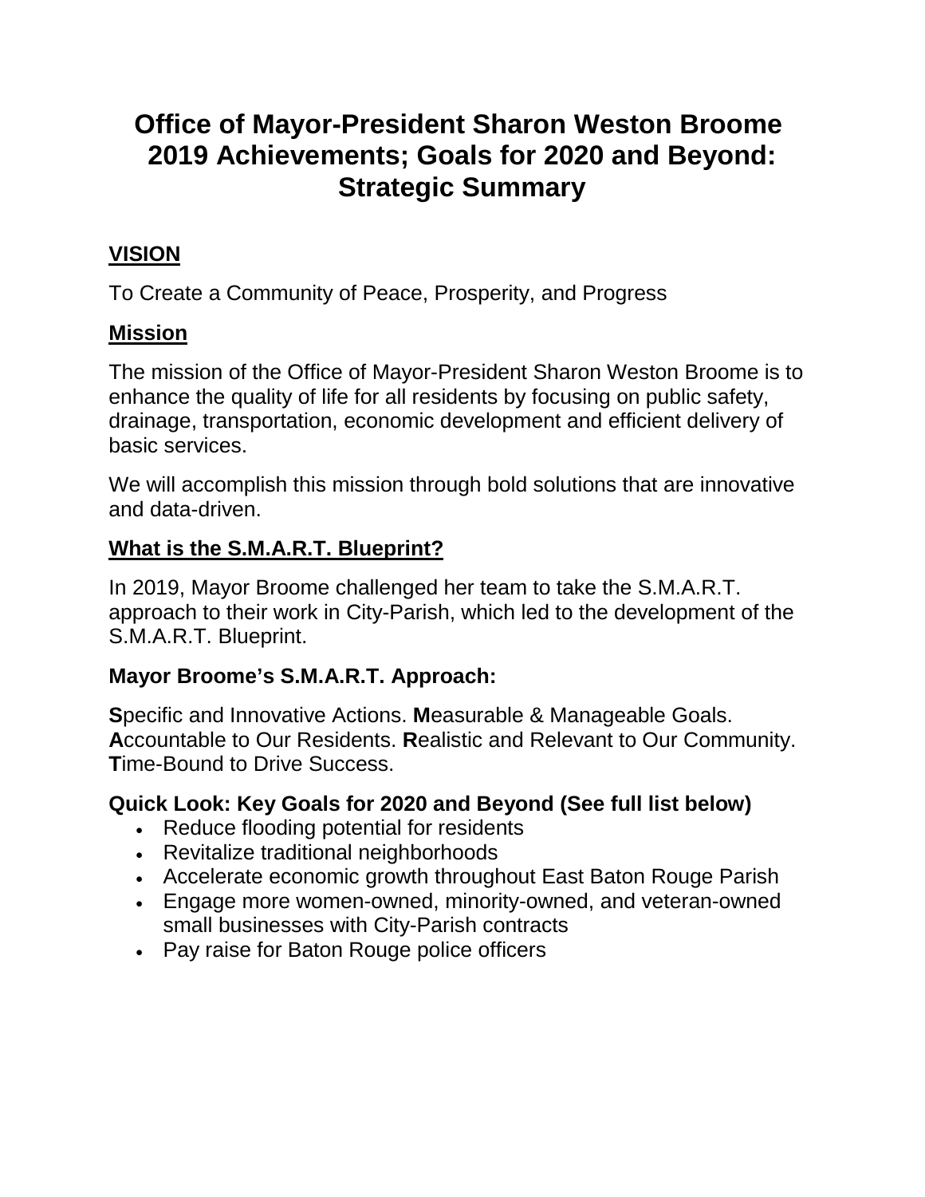# Office of Mayor-President Sharon Weston Broome 2019 Achievements; Goals for 2020 and Beyond: Strategic Summary

## VISION

To Create a Community of Peace, Prosperity, and Progress

## Mission

The mission of the Office of Mayor-President Sharon Weston Broome is to enhance the quality of life for all residents by focusing on public safety, drainage, transportation, economic development and efficient delivery of basic services.

We will accomplish this mission through bold solutions that are innovative and data-driven.

## What is the S.M.A.R.T. Blueprint?

In 2019, Mayor Broome challenged her team to take the S.M.A.R.T. approach to their work in City-Parish, which led to the development of the S.M.A.R.T. Blueprint.

### Mayor Broome's S.M.A.R.T. Approach:

**S**pecific and Innovative Actions. **M**easurable & Manageable Goals. **A**ccountable to Our Residents. **R**ealistic and Relevant to Our Community. **T**ime-Bound to Drive Success.

### Quick Look: Key Goals for 2020 and Beyond (See full list below)

- Reduce flooding potential for residents
- Revitalize traditional neighborhoods
- Accelerate economic growth throughout East Baton Rouge Parish
- Engage more women-owned, minority-owned, and veteran-owned small businesses with City-Parish contracts
- Pay raise for Baton Rouge police officers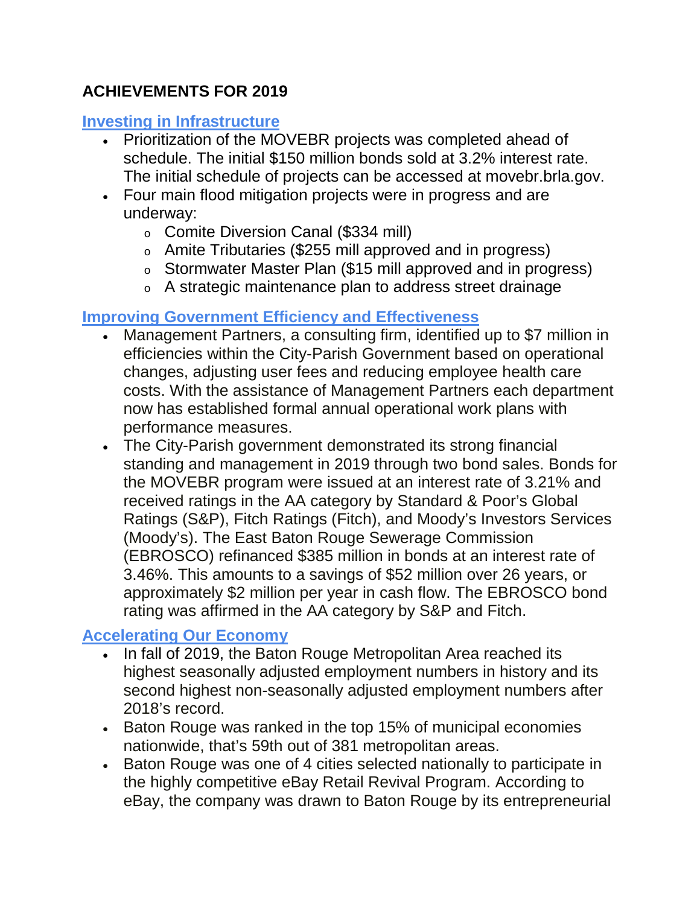## ACHIEVEMENTS FOR 2019

### Investing in Infrastructure

- Prioritization of the MOVEBR projects was completed ahead of schedule. The initial $150 million bonds sold at 3.2% interest rate. The initial schedule of projects can be accessed at movebr.brla.gov.
- Four main flood mitigation projects were in progress and are underway:
  - Comite Diversion Canal ($334 mill)
  - Amite Tributaries ($255 mill approved and in progress)
  - Stormwater Master Plan ($15 mill approved and in progress)
  - A strategic maintenance plan to address street drainage

### Improving Government Efficiency and Effectiveness

- Management Partners, a consulting firm, identified up to $7 million in efficiencies within the City-Parish Government based on operational changes, adjusting user fees and reducing employee health care costs. With the assistance of Management Partners each department now has established formal annual operational work plans with performance measures.
- The City-Parish government demonstrated its strong financial standing and management in 2019 through two bond sales. Bonds for the MOVEBR program were issued at an interest rate of 3.21% and received ratings in the AA category by Standard & Poor's Global Ratings (S&P), Fitch Ratings (Fitch), and Moody's Investors Services (Moody's). The East Baton Rouge Sewerage Commission (EBROSCO) refinanced $385 million in bonds at an interest rate of 3.46%. This amounts to a savings of $52 million over 26 years, or approximately $2 million per year in cash flow. The EBROSCO bond rating was affirmed in the AA category by S&P and Fitch.

### Accelerating Our Economy

- In fall of 2019, the Baton Rouge Metropolitan Area reached its highest seasonally adjusted employment numbers in history and its second highest non-seasonally adjusted employment numbers after 2018's record.
- Baton Rouge was ranked in the top 15% of municipal economies nationwide, that's 59th out of 381 metropolitan areas.
- Baton Rouge was one of 4 cities selected nationally to participate in the highly competitive eBay Retail Revival Program. According to eBay, the company was drawn to Baton Rouge by its entrepreneurial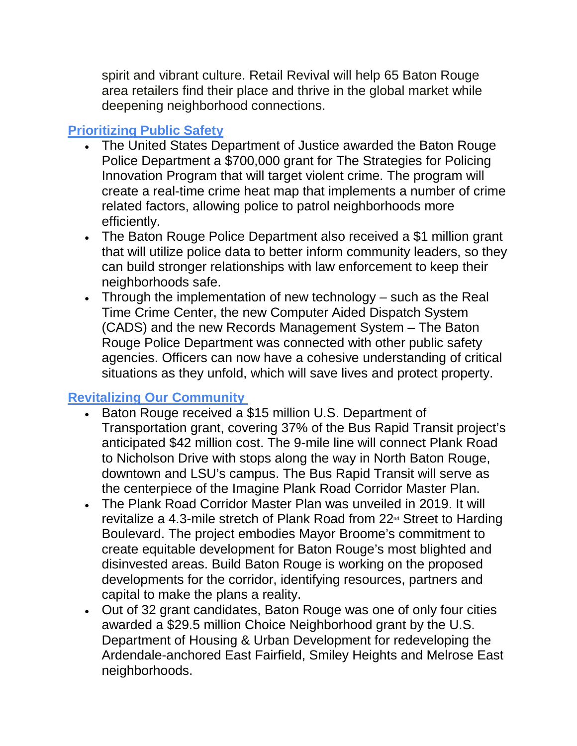spirit and vibrant culture. Retail Revival will help 65 Baton Rouge area retailers find their place and thrive in the global market while deepening neighborhood connections.

## Prioritizing Public Safety

- The United States Department of Justice awarded the Baton Rouge Police Department a $700,000 grant for The Strategies for Policing Innovation Program that will target violent crime. The program will create a real-time crime heat map that implements a number of crime related factors, allowing police to patrol neighborhoods more efficiently.
- The Baton Rouge Police Department also received a $1 million grant that will utilize police data to better inform community leaders, so they can build stronger relationships with law enforcement to keep their neighborhoods safe.
- Through the implementation of new technology – such as the Real Time Crime Center, the new Computer Aided Dispatch System (CADS) and the new Records Management System – The Baton Rouge Police Department was connected with other public safety agencies. Officers can now have a cohesive understanding of critical situations as they unfold, which will save lives and protect property.

## Revitalizing Our Community

- Baton Rouge received a $15 million U.S. Department of Transportation grant, covering 37% of the Bus Rapid Transit project's anticipated $42 million cost. The 9-mile line will connect Plank Road to Nicholson Drive with stops along the way in North Baton Rouge, downtown and LSU's campus. The Bus Rapid Transit will serve as the centerpiece of the Imagine Plank Road Corridor Master Plan.
- The Plank Road Corridor Master Plan was unveiled in 2019. It will revitalize a 4.3-mile stretch of Plank Road from 22nd Street to Harding Boulevard. The project embodies Mayor Broome's commitment to create equitable development for Baton Rouge's most blighted and disinvested areas. Build Baton Rouge is working on the proposed developments for the corridor, identifying resources, partners and capital to make the plans a reality.
- Out of 32 grant candidates, Baton Rouge was one of only four cities awarded a $29.5 million Choice Neighborhood grant by the U.S. Department of Housing & Urban Development for redeveloping the Ardendale-anchored East Fairfield, Smiley Heights and Melrose East neighborhoods.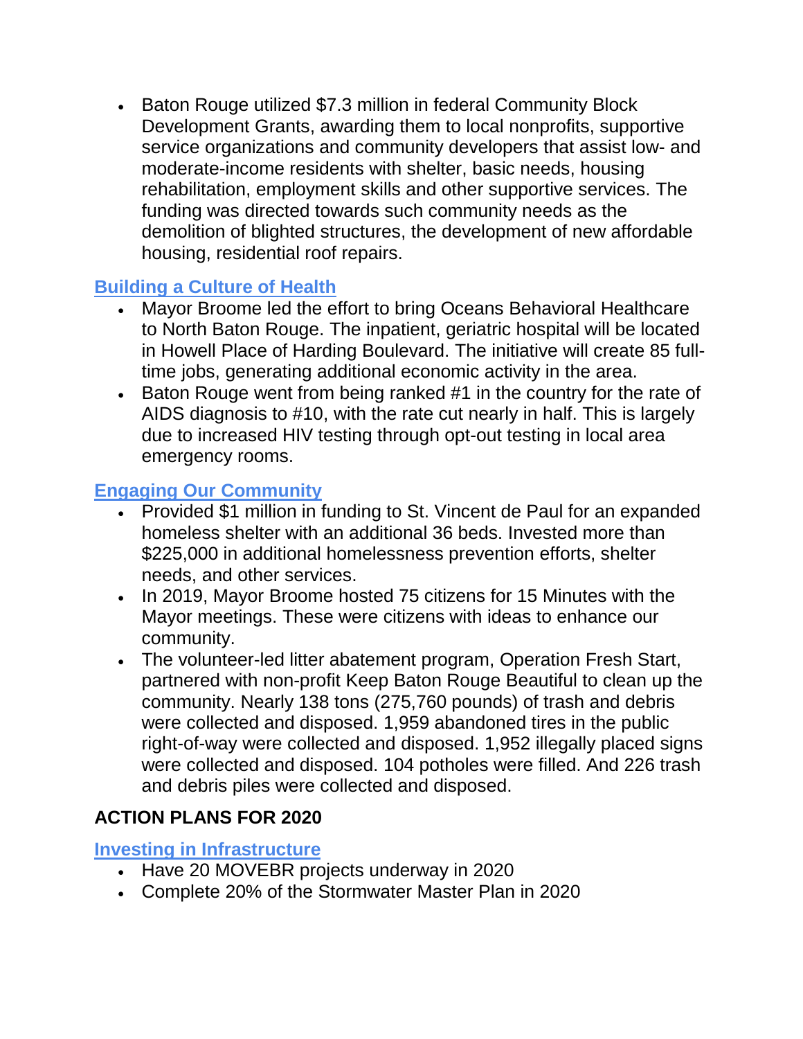- Baton Rouge utilized $7.3 million in federal Community Block Development Grants, awarding them to local nonprofits, supportive service organizations and community developers that assist low- and moderate-income residents with shelter, basic needs, housing rehabilitation, employment skills and other supportive services. The funding was directed towards such community needs as the demolition of blighted structures, the development of new affordable housing, residential roof repairs.

### Building a Culture of Health

- Mayor Broome led the effort to bring Oceans Behavioral Healthcare to North Baton Rouge. The inpatient, geriatric hospital will be located in Howell Place of Harding Boulevard. The initiative will create 85 full-time jobs, generating additional economic activity in the area.
- Baton Rouge went from being ranked #1 in the country for the rate of AIDS diagnosis to #10, with the rate cut nearly in half. This is largely due to increased HIV testing through opt-out testing in local area emergency rooms.

### Engaging Our Community

- Provided $1 million in funding to St. Vincent de Paul for an expanded homeless shelter with an additional 36 beds. Invested more than $225,000 in additional homelessness prevention efforts, shelter needs, and other services.
- In 2019, Mayor Broome hosted 75 citizens for 15 Minutes with the Mayor meetings. These were citizens with ideas to enhance our community.
- The volunteer-led litter abatement program, Operation Fresh Start, partnered with non-profit Keep Baton Rouge Beautiful to clean up the community. Nearly 138 tons (275,760 pounds) of trash and debris were collected and disposed. 1,959 abandoned tires in the public right-of-way were collected and disposed. 1,952 illegally placed signs were collected and disposed. 104 potholes were filled. And 226 trash and debris piles were collected and disposed.

## ACTION PLANS FOR 2020

### Investing in Infrastructure

- Have 20 MOVEBR projects underway in 2020
- Complete 20% of the Stormwater Master Plan in 2020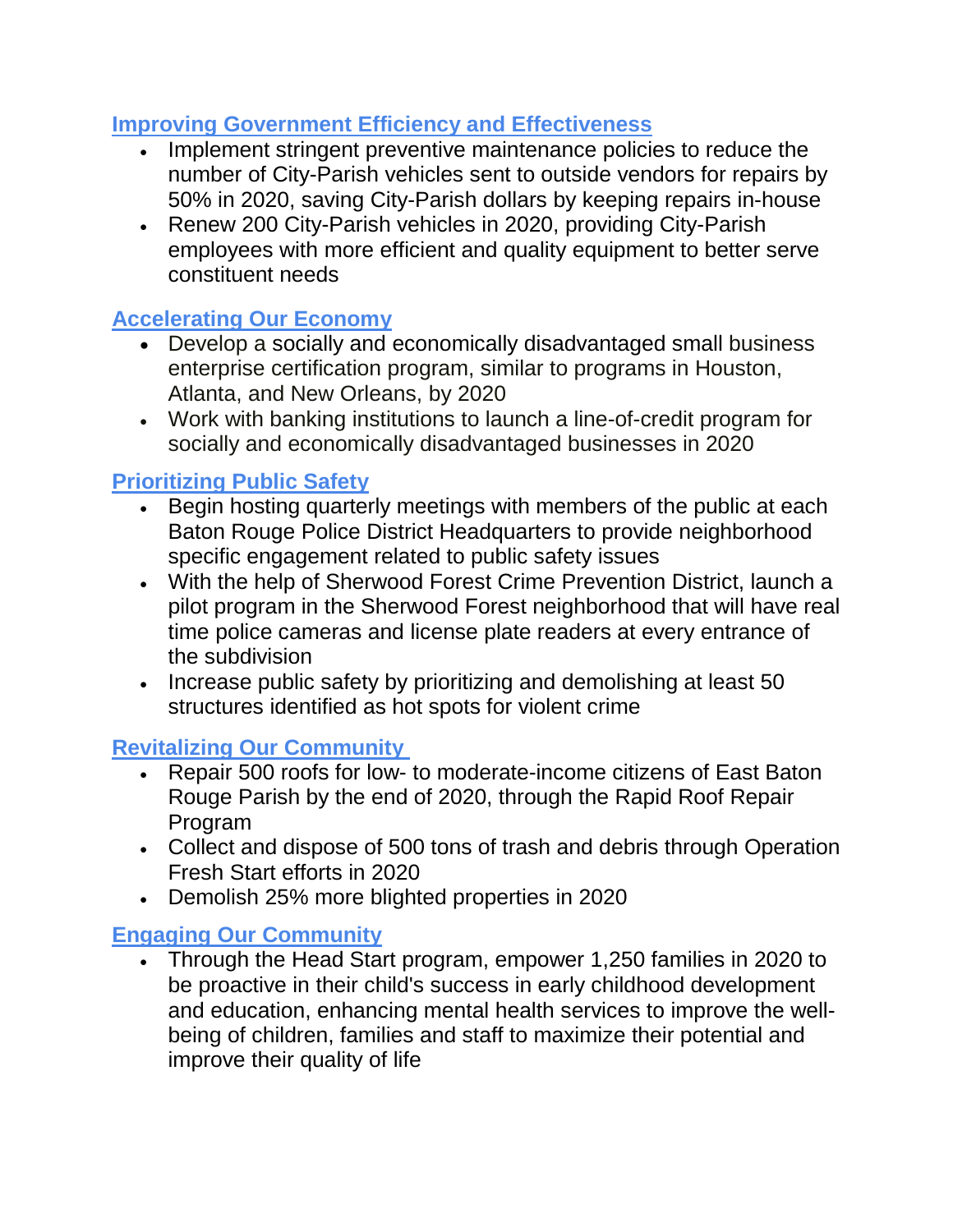## Improving Government Efficiency and Effectiveness

- Implement stringent preventive maintenance policies to reduce the number of City-Parish vehicles sent to outside vendors for repairs by 50% in 2020, saving City-Parish dollars by keeping repairs in-house
- Renew 200 City-Parish vehicles in 2020, providing City-Parish employees with more efficient and quality equipment to better serve constituent needs

## Accelerating Our Economy

- Develop a socially and economically disadvantaged small business enterprise certification program, similar to programs in Houston, Atlanta, and New Orleans, by 2020
- Work with banking institutions to launch a line-of-credit program for socially and economically disadvantaged businesses in 2020

## Prioritizing Public Safety

- Begin hosting quarterly meetings with members of the public at each Baton Rouge Police District Headquarters to provide neighborhood specific engagement related to public safety issues
- With the help of Sherwood Forest Crime Prevention District, launch a pilot program in the Sherwood Forest neighborhood that will have real time police cameras and license plate readers at every entrance of the subdivision
- Increase public safety by prioritizing and demolishing at least 50 structures identified as hot spots for violent crime

## Revitalizing Our Community

- Repair 500 roofs for low- to moderate-income citizens of East Baton Rouge Parish by the end of 2020, through the Rapid Roof Repair Program
- Collect and dispose of 500 tons of trash and debris through Operation Fresh Start efforts in 2020
- Demolish 25% more blighted properties in 2020

## Engaging Our Community

- Through the Head Start program, empower 1,250 families in 2020 to be proactive in their child's success in early childhood development and education, enhancing mental health services to improve the well-being of children, families and staff to maximize their potential and improve their quality of life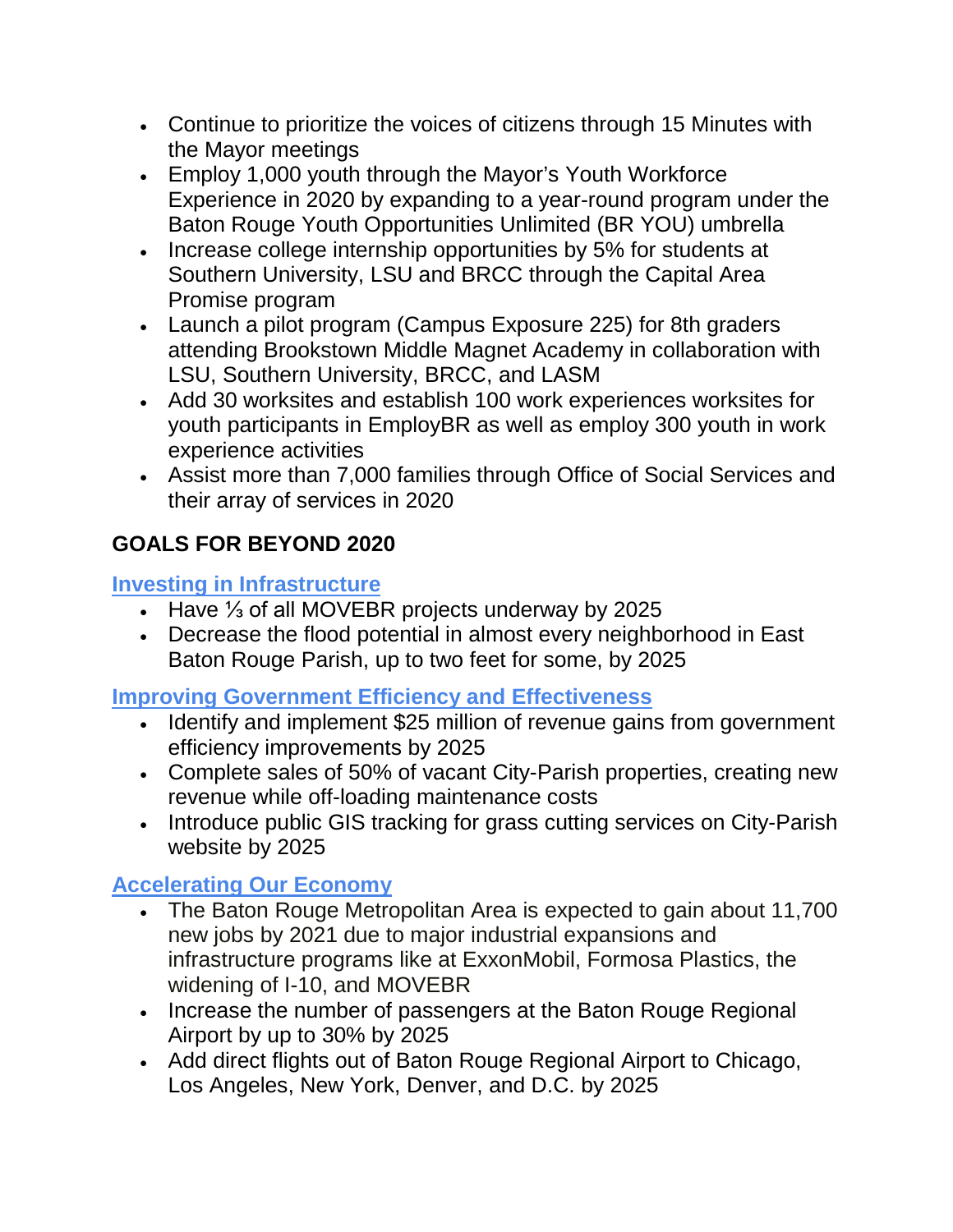- Continue to prioritize the voices of citizens through 15 Minutes with the Mayor meetings
- Employ 1,000 youth through the Mayor's Youth Workforce Experience in 2020 by expanding to a year-round program under the Baton Rouge Youth Opportunities Unlimited (BR YOU) umbrella
- Increase college internship opportunities by 5% for students at Southern University, LSU and BRCC through the Capital Area Promise program
- Launch a pilot program (Campus Exposure 225) for 8th graders attending Brookstown Middle Magnet Academy in collaboration with LSU, Southern University, BRCC, and LASM
- Add 30 worksites and establish 100 work experiences worksites for youth participants in EmployBR as well as employ 300 youth in work experience activities
- Assist more than 7,000 families through Office of Social Services and their array of services in 2020

## GOALS FOR BEYOND 2020

### Investing in Infrastructure

- Have ⅓ of all MOVEBR projects underway by 2025
- Decrease the flood potential in almost every neighborhood in East Baton Rouge Parish, up to two feet for some, by 2025

### Improving Government Efficiency and Effectiveness

- Identify and implement $25 million of revenue gains from government efficiency improvements by 2025
- Complete sales of 50% of vacant City-Parish properties, creating new revenue while off-loading maintenance costs
- Introduce public GIS tracking for grass cutting services on City-Parish website by 2025

### Accelerating Our Economy

- The Baton Rouge Metropolitan Area is expected to gain about 11,700 new jobs by 2021 due to major industrial expansions and infrastructure programs like at ExxonMobil, Formosa Plastics, the widening of I-10, and MOVEBR
- Increase the number of passengers at the Baton Rouge Regional Airport by up to 30% by 2025
- Add direct flights out of Baton Rouge Regional Airport to Chicago, Los Angeles, New York, Denver, and D.C. by 2025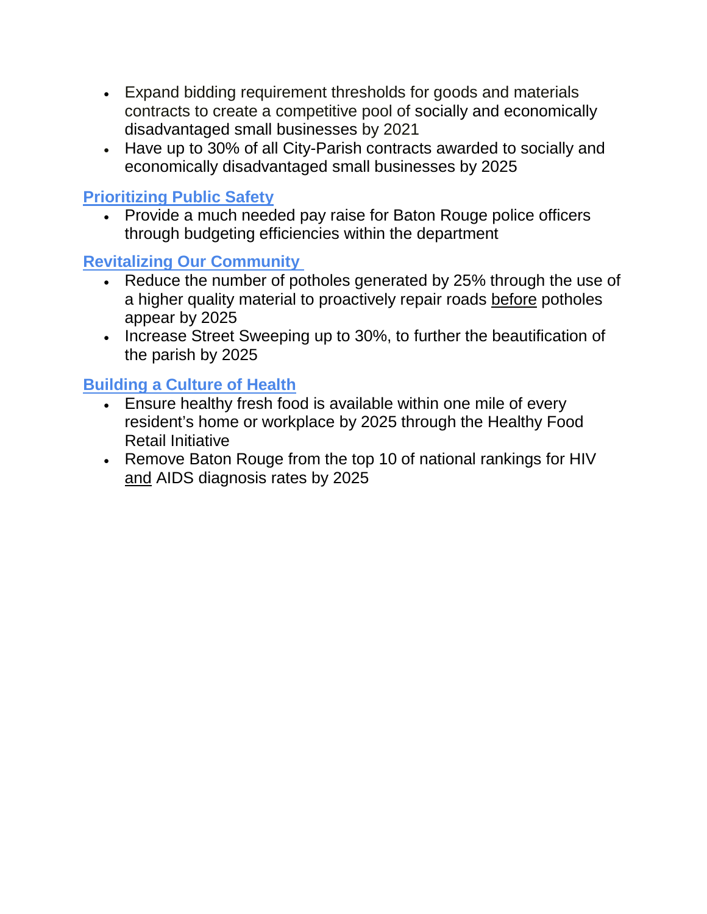- Expand bidding requirement thresholds for goods and materials contracts to create a competitive pool of socially and economically disadvantaged small businesses by 2021
- Have up to 30% of all City-Parish contracts awarded to socially and economically disadvantaged small businesses by 2025

## Prioritizing Public Safety

- Provide a much needed pay raise for Baton Rouge police officers through budgeting efficiencies within the department

## Revitalizing Our Community

- Reduce the number of potholes generated by 25% through the use of a higher quality material to proactively repair roads before potholes appear by 2025
- Increase Street Sweeping up to 30%, to further the beautification of the parish by 2025

## Building a Culture of Health

- Ensure healthy fresh food is available within one mile of every resident's home or workplace by 2025 through the Healthy Food Retail Initiative
- Remove Baton Rouge from the top 10 of national rankings for HIV and AIDS diagnosis rates by 2025